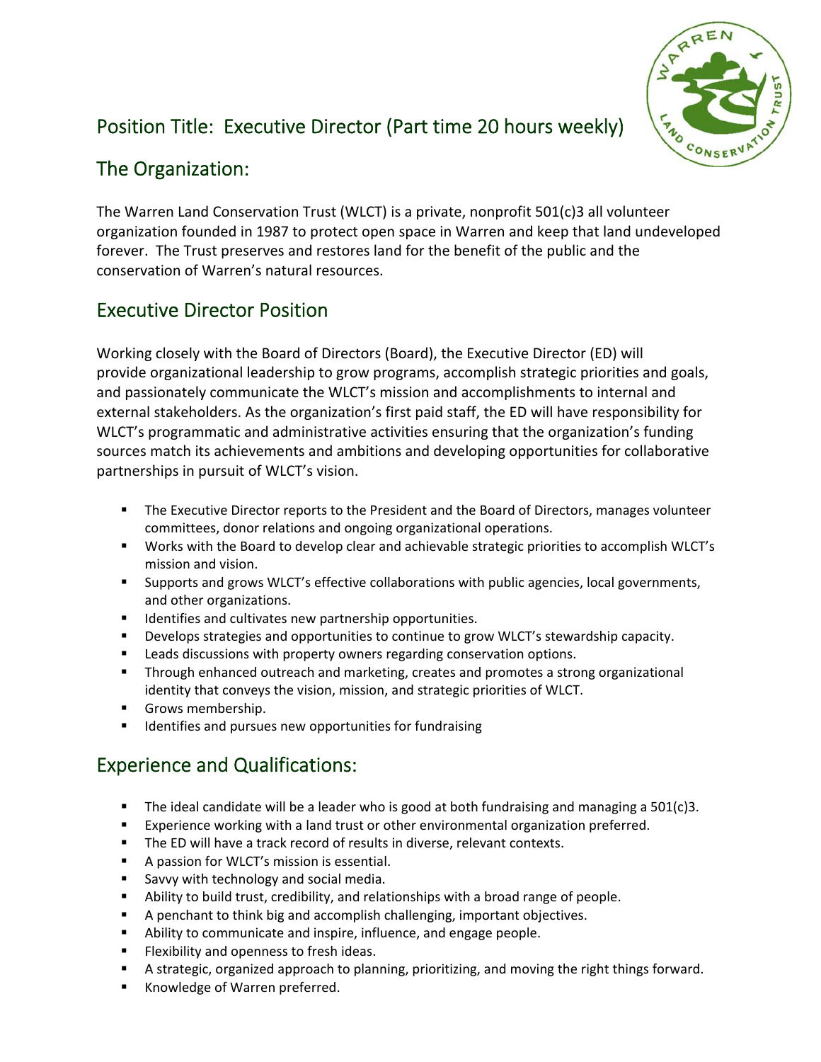# Position Title: Executive Director (Part time 20 hours weekly)

## The Organization:

The Warren Land Conservation Trust (WLCT) is a private, nonprofit 501(c)3 all volunteer organization founded in 1987 to protect open space in Warren and keep that land undeveloped forever. The Trust preserves and restores land for the benefit of the public and the conservation of Warren's natural resources.

## Executive Director Position

Working closely with the Board of Directors (Board), the Executive Director (ED) will provide organizational leadership to grow programs, accomplish strategic priorities and goals, and passionately communicate the WLCT's mission and accomplishments to internal and external stakeholders. As the organization's first paid staff, the ED will have responsibility for WLCT's programmatic and administrative activities ensuring that the organization's funding sources match its achievements and ambitions and developing opportunities for collaborative partnerships in pursuit of WLCT's vision.

- The Executive Director reports to the President and the Board of Directors, manages volunteer committees, donor relations and ongoing organizational operations.
- Works with the Board to develop clear and achievable strategic priorities to accomplish WLCT's mission and vision.
- Supports and grows WLCT's effective collaborations with public agencies, local governments, and other organizations.
- Identifies and cultivates new partnership opportunities.
- Develops strategies and opportunities to continue to grow WLCT's stewardship capacity.
- Leads discussions with property owners regarding conservation options.
- Through enhanced outreach and marketing, creates and promotes a strong organizational identity that conveys the vision, mission, and strategic priorities of WLCT.
- Grows membership.
- Identifies and pursues new opportunities for fundraising

## Experience and Qualifications:

- The ideal candidate will be a leader who is good at both fundraising and managing a 501(c)3.
- Experience working with a land trust or other environmental organization preferred.
- The ED will have a track record of results in diverse, relevant contexts.
- A passion for WLCT's mission is essential.
- Savvy with technology and social media.
- Ability to build trust, credibility, and relationships with a broad range of people.
- A penchant to think big and accomplish challenging, important objectives.
- Ability to communicate and inspire, influence, and engage people.
- Flexibility and openness to fresh ideas.
- A strategic, organized approach to planning, prioritizing, and moving the right things forward.
- Knowledge of Warren preferred.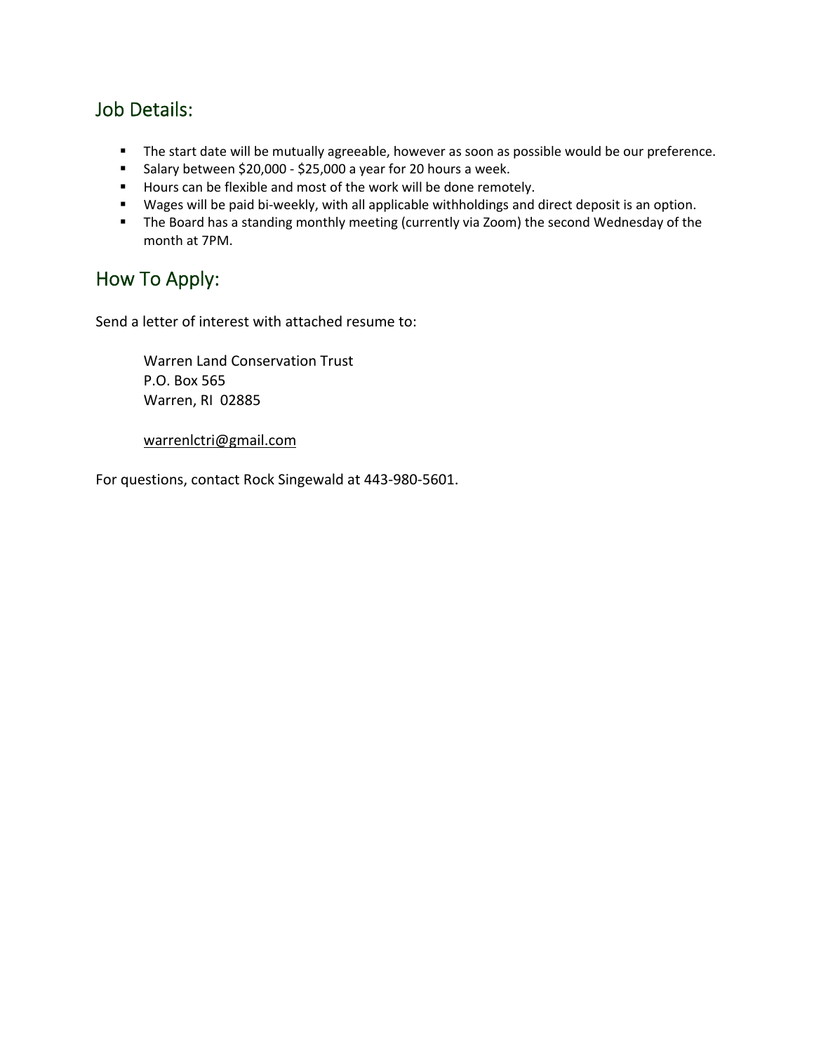## Job Details:

- The start date will be mutually agreeable, however as soon as possible would be our preference.
- Salary between $20,000 - $25,000 a year for 20 hours a week.
- Hours can be flexible and most of the work will be done remotely.
- Wages will be paid bi-weekly, with all applicable withholdings and direct deposit is an option.
- The Board has a standing monthly meeting (currently via Zoom) the second Wednesday of the month at 7PM.

## How To Apply:

Send a letter of interest with attached resume to:

> Warren Land Conservation Trust
> P.O. Box 565
> Warren, RI 02885
>
> warrenlctri@gmail.com

For questions, contact Rock Singewald at 443-980-5601.